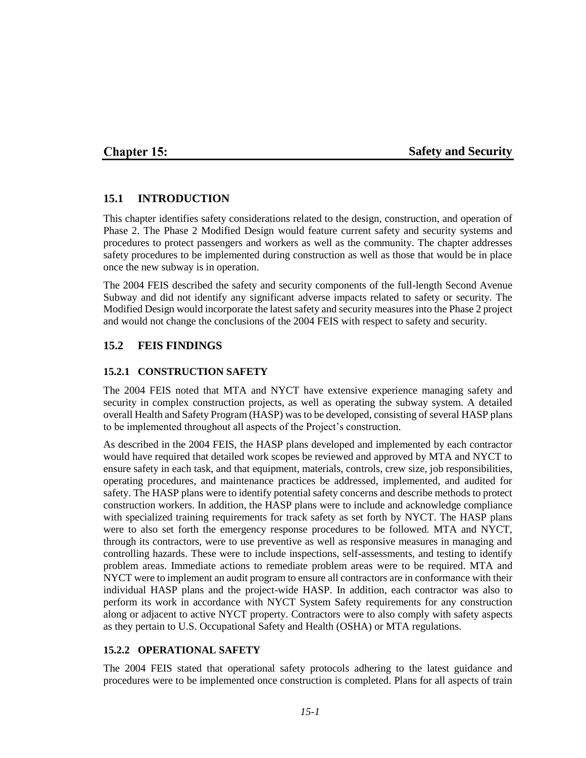# Chapter 15: Safety and Security

## 15.1 INTRODUCTION

This chapter identifies safety considerations related to the design, construction, and operation of Phase 2. The Phase 2 Modified Design would feature current safety and security systems and procedures to protect passengers and workers as well as the community. The chapter addresses safety procedures to be implemented during construction as well as those that would be in place once the new subway is in operation.

The 2004 FEIS described the safety and security components of the full-length Second Avenue Subway and did not identify any significant adverse impacts related to safety or security. The Modified Design would incorporate the latest safety and security measures into the Phase 2 project and would not change the conclusions of the 2004 FEIS with respect to safety and security.

## 15.2 FEIS FINDINGS

### 15.2.1 CONSTRUCTION SAFETY

The 2004 FEIS noted that MTA and NYCT have extensive experience managing safety and security in complex construction projects, as well as operating the subway system. A detailed overall Health and Safety Program (HASP) was to be developed, consisting of several HASP plans to be implemented throughout all aspects of the Project's construction.

As described in the 2004 FEIS, the HASP plans developed and implemented by each contractor would have required that detailed work scopes be reviewed and approved by MTA and NYCT to ensure safety in each task, and that equipment, materials, controls, crew size, job responsibilities, operating procedures, and maintenance practices be addressed, implemented, and audited for safety. The HASP plans were to identify potential safety concerns and describe methods to protect construction workers. In addition, the HASP plans were to include and acknowledge compliance with specialized training requirements for track safety as set forth by NYCT. The HASP plans were to also set forth the emergency response procedures to be followed. MTA and NYCT, through its contractors, were to use preventive as well as responsive measures in managing and controlling hazards. These were to include inspections, self-assessments, and testing to identify problem areas. Immediate actions to remediate problem areas were to be required. MTA and NYCT were to implement an audit program to ensure all contractors are in conformance with their individual HASP plans and the project-wide HASP. In addition, each contractor was also to perform its work in accordance with NYCT System Safety requirements for any construction along or adjacent to active NYCT property. Contractors were to also comply with safety aspects as they pertain to U.S. Occupational Safety and Health (OSHA) or MTA regulations.

### 15.2.2 OPERATIONAL SAFETY

The 2004 FEIS stated that operational safety protocols adhering to the latest guidance and procedures were to be implemented once construction is completed. Plans for all aspects of train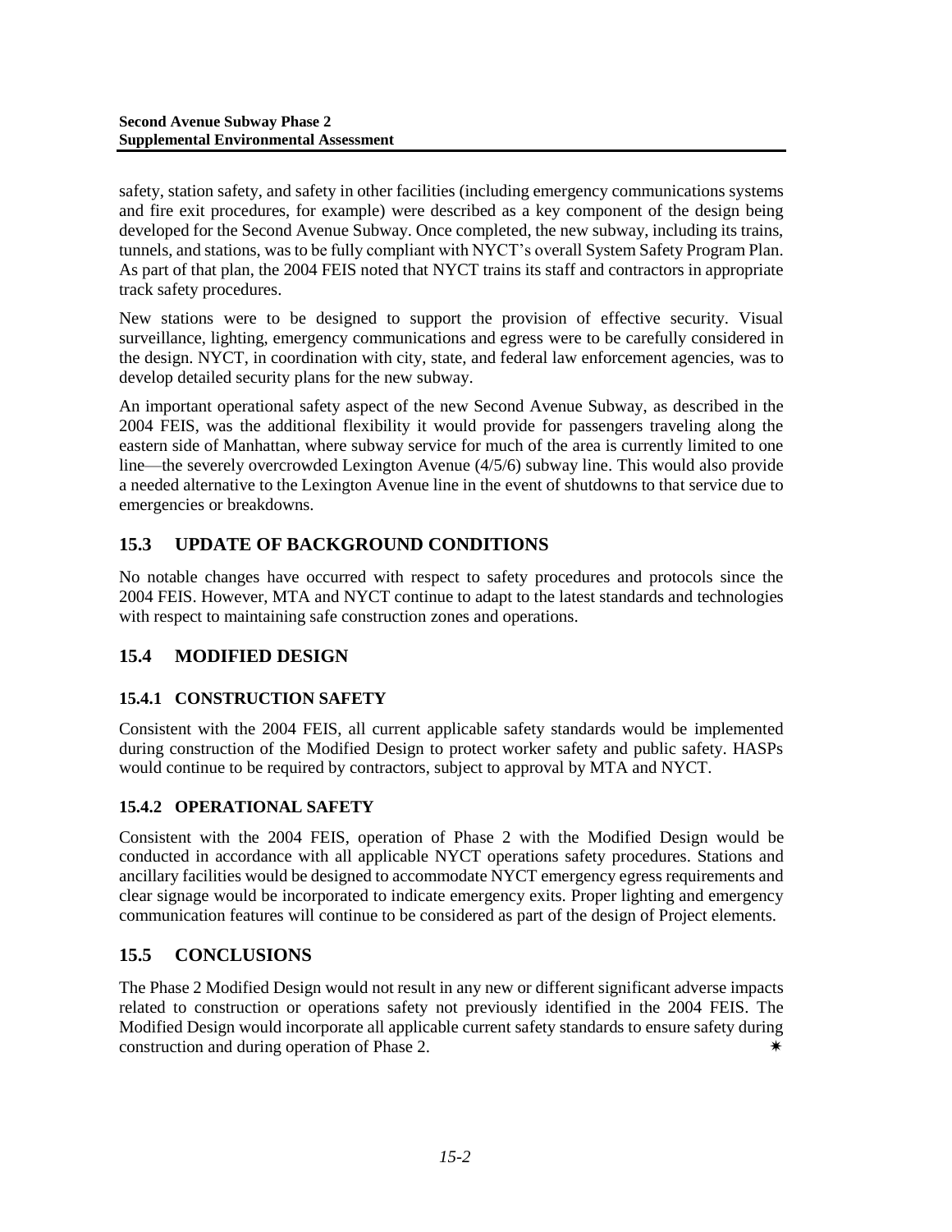safety, station safety, and safety in other facilities (including emergency communications systems and fire exit procedures, for example) were described as a key component of the design being developed for the Second Avenue Subway. Once completed, the new subway, including its trains, tunnels, and stations, was to be fully compliant with NYCT's overall System Safety Program Plan. As part of that plan, the 2004 FEIS noted that NYCT trains its staff and contractors in appropriate track safety procedures.

New stations were to be designed to support the provision of effective security. Visual surveillance, lighting, emergency communications and egress were to be carefully considered in the design. NYCT, in coordination with city, state, and federal law enforcement agencies, was to develop detailed security plans for the new subway.

An important operational safety aspect of the new Second Avenue Subway, as described in the 2004 FEIS, was the additional flexibility it would provide for passengers traveling along the eastern side of Manhattan, where subway service for much of the area is currently limited to one line—the severely overcrowded Lexington Avenue (4/5/6) subway line. This would also provide a needed alternative to the Lexington Avenue line in the event of shutdowns to that service due to emergencies or breakdowns.

## 15.3 UPDATE OF BACKGROUND CONDITIONS

No notable changes have occurred with respect to safety procedures and protocols since the 2004 FEIS. However, MTA and NYCT continue to adapt to the latest standards and technologies with respect to maintaining safe construction zones and operations.

## 15.4 MODIFIED DESIGN

### 15.4.1 CONSTRUCTION SAFETY

Consistent with the 2004 FEIS, all current applicable safety standards would be implemented during construction of the Modified Design to protect worker safety and public safety. HASPs would continue to be required by contractors, subject to approval by MTA and NYCT.

### 15.4.2 OPERATIONAL SAFETY

Consistent with the 2004 FEIS, operation of Phase 2 with the Modified Design would be conducted in accordance with all applicable NYCT operations safety procedures. Stations and ancillary facilities would be designed to accommodate NYCT emergency egress requirements and clear signage would be incorporated to indicate emergency exits. Proper lighting and emergency communication features will continue to be considered as part of the design of Project elements.

## 15.5 CONCLUSIONS

The Phase 2 Modified Design would not result in any new or different significant adverse impacts related to construction or operations safety not previously identified in the 2004 FEIS. The Modified Design would incorporate all applicable current safety standards to ensure safety during construction and during operation of Phase 2. ✷